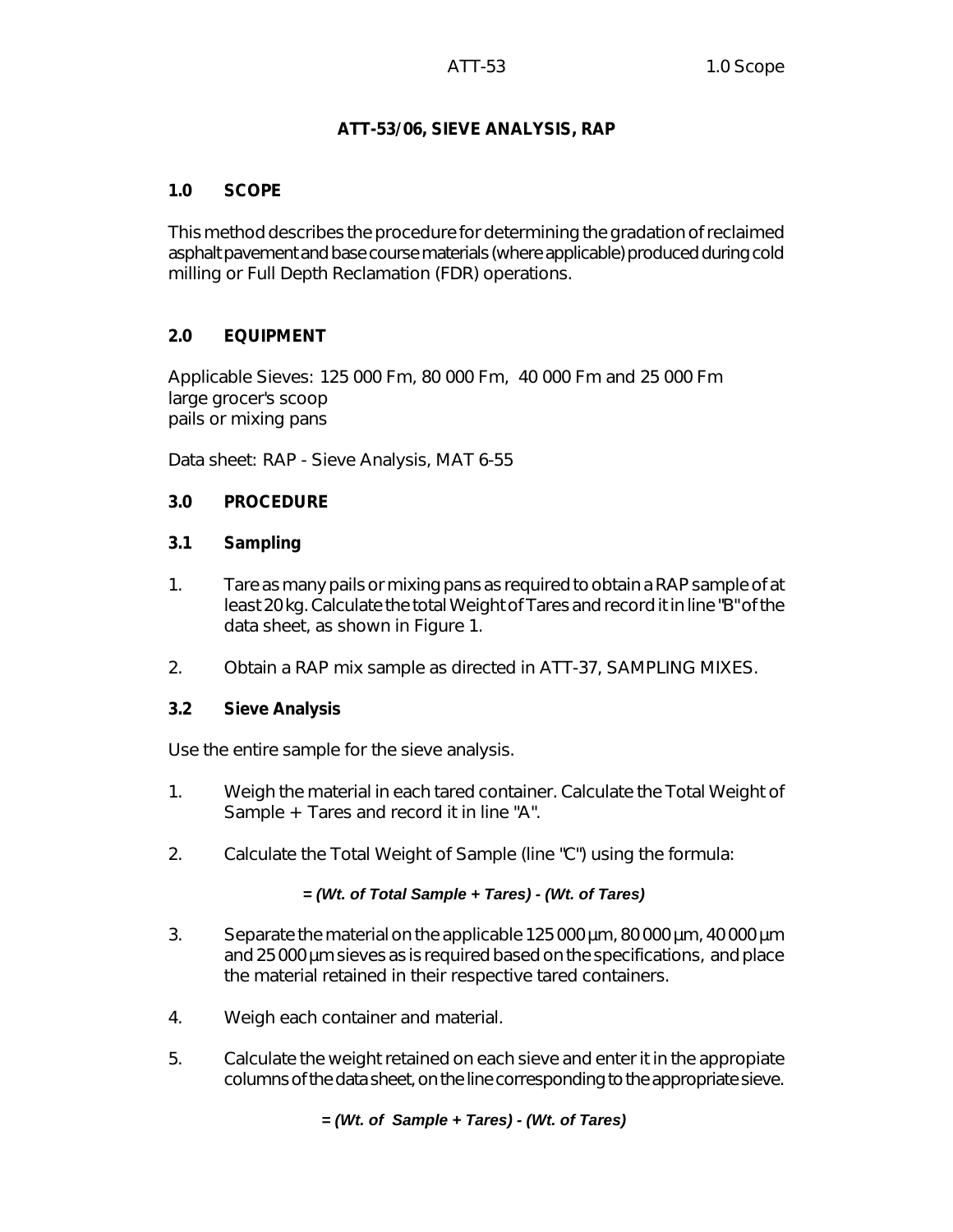# ATT-53/06, SIEVE ANALYSIS, RAP

## 1.0 SCOPE

This method describes the procedure for determining the gradation of reclaimed asphalt pavement and base course materials (where applicable) produced during cold milling or Full Depth Reclamation (FDR) operations.

## 2.0 EQUIPMENT

Applicable Sieves: 125 000 Fm, 80 000 Fm, 40 000 Fm and 25 000 Fm
large grocer's scoop
pails or mixing pans

Data sheet: RAP - Sieve Analysis, MAT 6-55

## 3.0 PROCEDURE

### 3.1 Sampling

1. Tare as many pails or mixing pans as required to obtain a RAP sample of at least 20 kg. Calculate the total Weight of Tares and record it in line "B" of the data sheet, as shown in Figure 1.
2. Obtain a RAP mix sample as directed in ATT-37, SAMPLING MIXES.

### 3.2 Sieve Analysis

Use the entire sample for the sieve analysis.

1. Weigh the material in each tared container. Calculate the Total Weight of Sample + Tares and record it in line "A".
2. Calculate the Total Weight of Sample (line "C") using the formula:

   ***= (Wt. of Total Sample + Tares) - (Wt. of Tares)***

3. Separate the material on the applicable 125 000 µm, 80 000 µm, 40 000 µm and 25 000 µm sieves as is required based on the specifications, and place the material retained in their respective tared containers.
4. Weigh each container and material.
5. Calculate the weight retained on each sieve and enter it in the appropiate columns of the data sheet, on the line corresponding to the appropriate sieve.

   ***= (Wt. of Sample + Tares) - (Wt. of Tares)***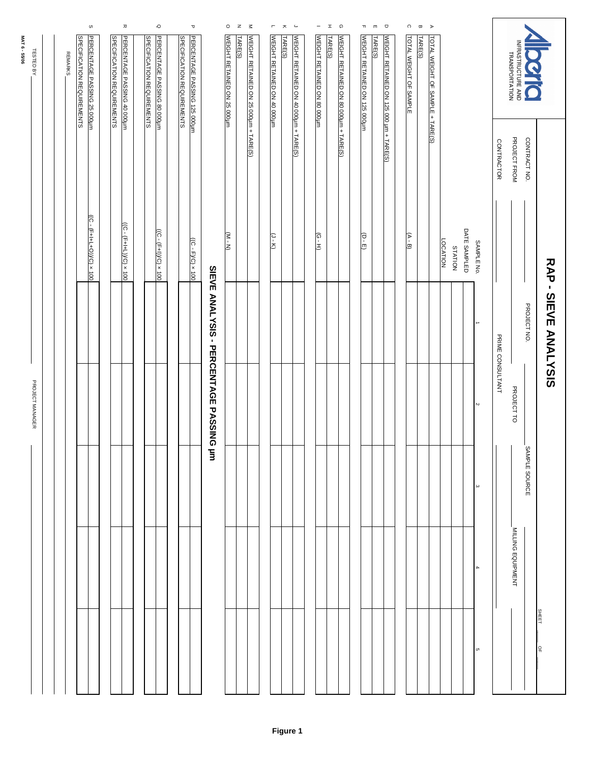# RAP - SIEVE ANALYSIS

Alberta INFRASTRUCTURE AND TRANSPORTATION

SHEET ___ OF ___

CONTRACT NO. ___ PROJECT NO. ___ SAMPLE SOURCE ___

PROJECT FROM ___ PROJECT TO ___ MILLING EQUIPMENT ___

CONTRACTOR ___ PRIME CONSULTANT ___

| | | SAMPLE No. | 1 | 2 | 3 | 4 | 5 |
|---|---|---|---|---|---|---|---|
| | | DATE SAMPLED | | | | | |
| | | STATION | | | | | |
| | | LOCATION | | | | | |
| A | TOTAL WEIGHT OF SAMPLE + TARE(S) | | | | | | |
| B | TARE(S) | | | | | | |
| C | TOTAL WEIGHT OF SAMPLE | (A - B) | | | | | |
| D | WEIGHT RETAINED ON 125 000 µm + TARE(S) | | | | | | |
| E | TARE(S) | | | | | | |
| F | WEIGHT RETAINED ON 125 000µm | (D - E) | | | | | |
| G | WEIGHT RETAINED ON 80 000µm + TARE(S) | | | | | | |
| H | TARE(S) | | | | | | |
| I | WEIGHT RETAINED ON 80 000µm | (G - H) | | | | | |
| J | WEIGHT RETAINED ON 40 000µm + TARE(S) | | | | | | |
| K | TARE(S) | | | | | | |
| L | WEIGHT RETAINED ON 40 000µm | (J - K) | | | | | |
| M | WEIGHT RETAINED ON 25 000µm + TARE(S) | | | | | | |
| N | TARE(S) | | | | | | |
| O | WEIGHT RETAINED ON 25 000µm | (M - N) | | | | | |
| | **SIEVE ANALYSIS - PERCENTAGE PASSING µm** | | | | | | |
| P | PERCENTAGE PASSING 125 000µm | ((C - F)/C) × 100 | | | | | |
| | SPECIFICATION REQUIREMENTS | | | | | | |
| Q | PERCENTAGE PASSING 80 000µm | ((C - (F+I))/C) × 100 | | | | | |
| | SPECIFICATION REQUIREMENTS | | | | | | |
| R | PERCENTAGE PASSING 40 000µm | ((C - (F+I+L))/C) × 100 | | | | | |
| | SPECIFICATION REQUIREMENTS | | | | | | |
| S | PERCENTAGE PASSING 25 000µm | ((C - (F+I+L+O))/C) × 100 | | | | | |
| | SPECIFICATION REQUIREMENTS | | | | | | |

REMARKS ___

TESTED BY ___ PROJECT MANAGER ___

MAT 6 - 55/06

**Figure 1**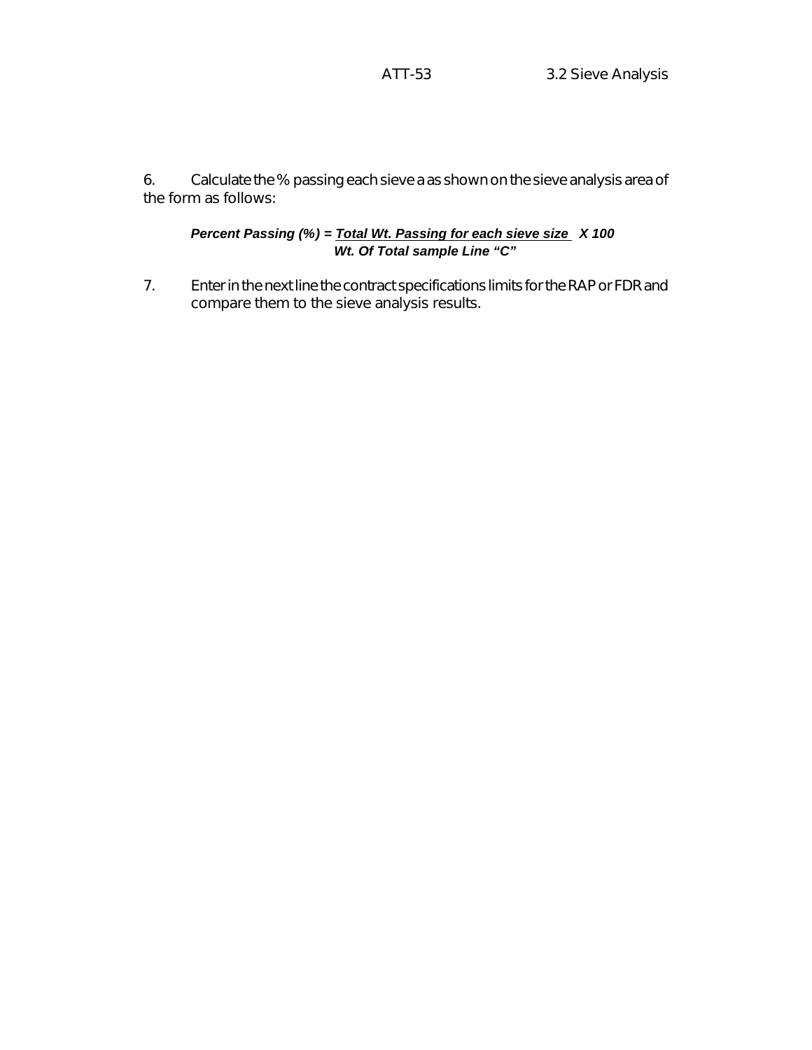6. Calculate the % passing each sieve a as shown on the sieve analysis area of the form as follows:

$$\text{Percent Passing (\%)} = \frac{\text{Total Wt. Passing for each sieve size}}{\text{Wt. Of Total sample Line "C"}} \times 100$$

7. Enter in the next line the contract specifications limits for the RAP or FDR and compare them to the sieve analysis results.